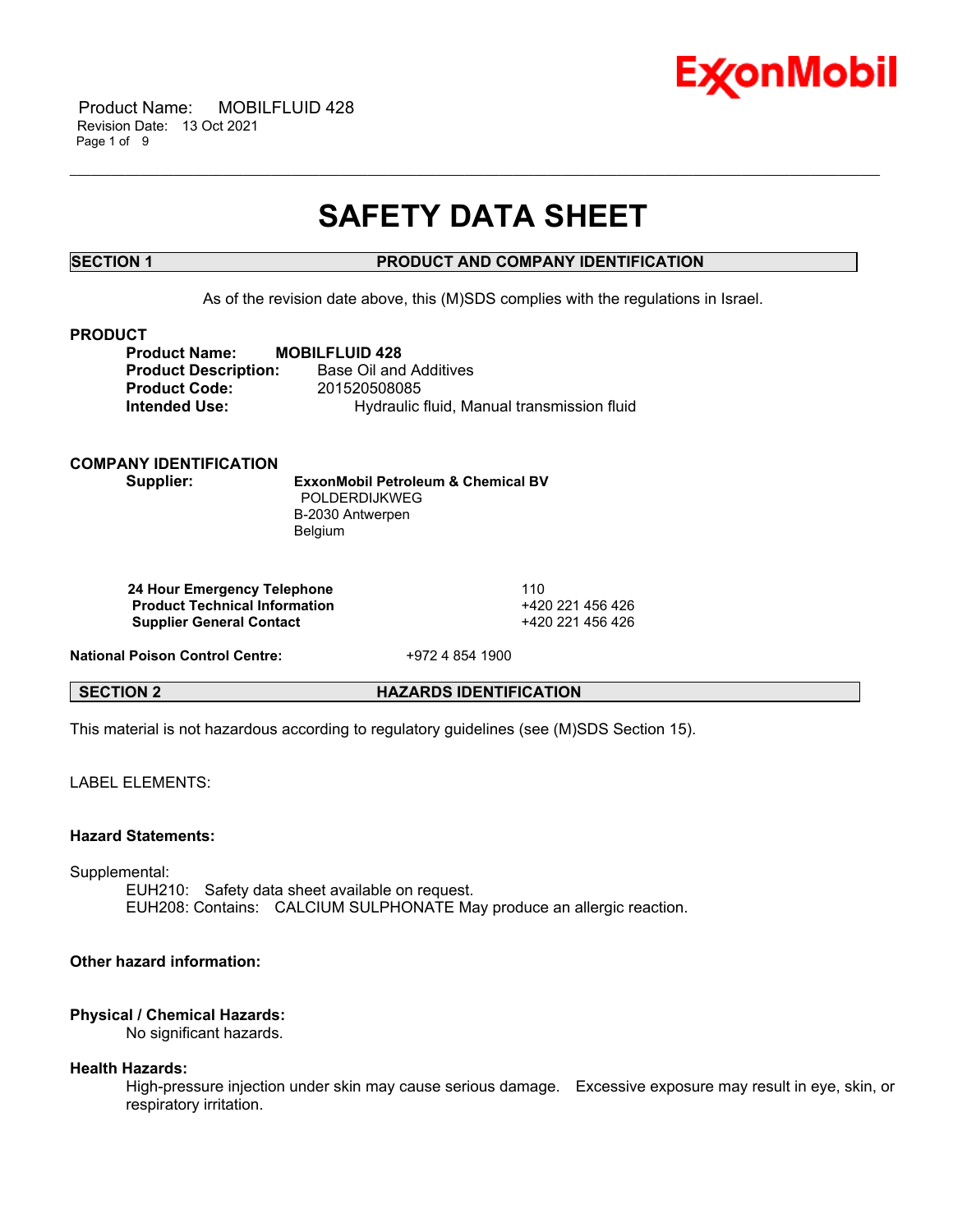# SAFETY DATA SHEET

## SECTION 1 PRODUCT AND COMPANY IDENTIFICATION

As of the revision date above, this (M)SDS complies with the regulations in Israel.

### PRODUCT

**Product Name:** **MOBILFLUID 428**
**Product Description:** Base Oil and Additives
**Product Code:** 201520508085
**Intended Use:** Hydraulic fluid, Manual transmission fluid

### COMPANY IDENTIFICATION

**Supplier:** **ExxonMobil Petroleum & Chemical BV**
POLDERDIJKWEG
B-2030 Antwerpen
Belgium

| | |
|---|---|
| **24 Hour Emergency Telephone** | 110 |
| **Product Technical Information** | +420 221 456 426 |
| **Supplier General Contact** | +420 221 456 426 |

**National Poison Control Centre:** +972 4 854 1900

## SECTION 2 HAZARDS IDENTIFICATION

This material is not hazardous according to regulatory guidelines (see (M)SDS Section 15).

LABEL ELEMENTS:

**Hazard Statements:**

Supplemental:
EUH210: Safety data sheet available on request.
EUH208: Contains: CALCIUM SULPHONATE May produce an allergic reaction.

**Other hazard information:**

**Physical / Chemical Hazards:**
No significant hazards.

**Health Hazards:**
High-pressure injection under skin may cause serious damage. Excessive exposure may result in eye, skin, or respiratory irritation.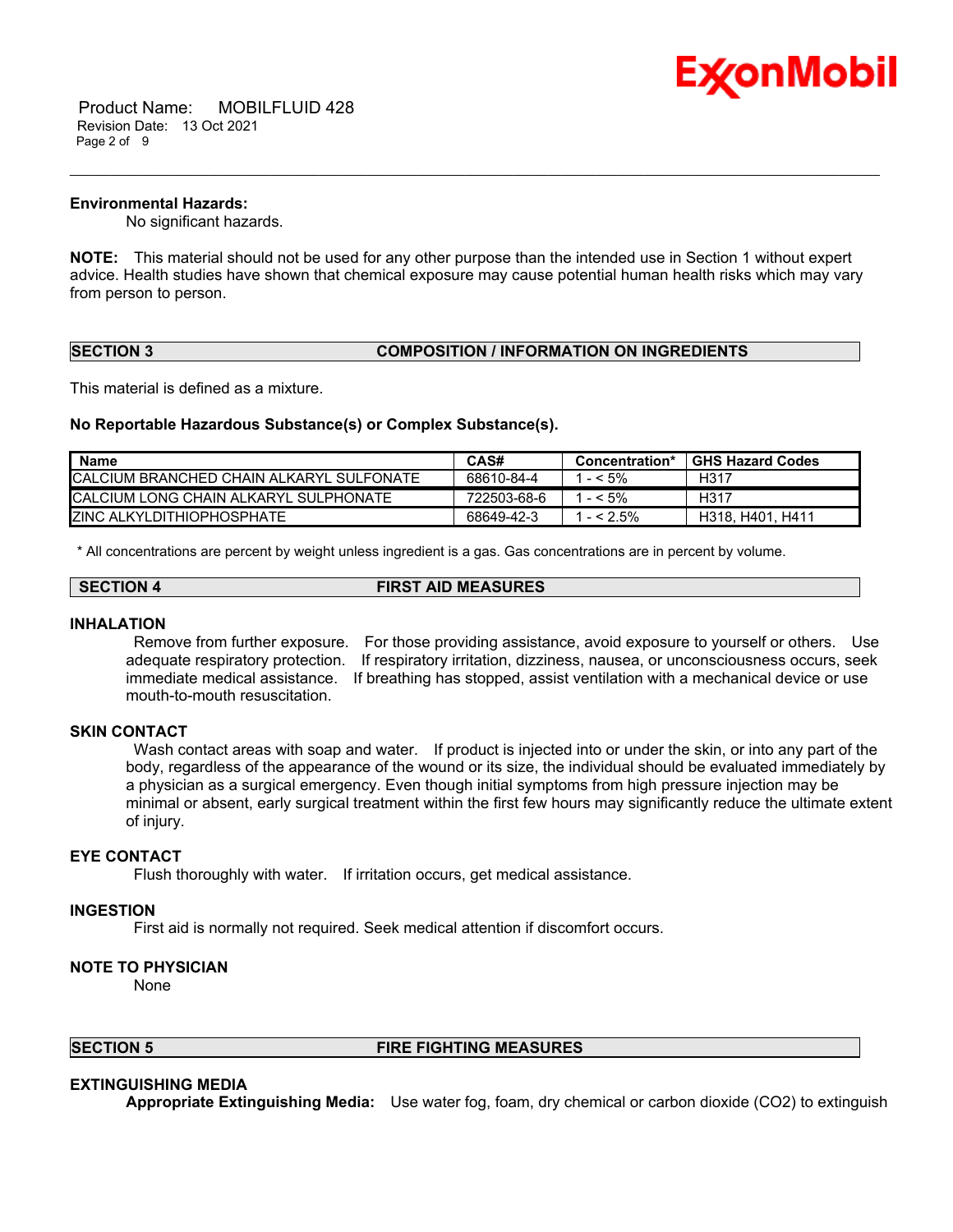**Environmental Hazards:**

No significant hazards.

**NOTE:** This material should not be used for any other purpose than the intended use in Section 1 without expert advice. Health studies have shown that chemical exposure may cause potential human health risks which may vary from person to person.

## SECTION 3 COMPOSITION / INFORMATION ON INGREDIENTS

This material is defined as a mixture.

**No Reportable Hazardous Substance(s) or Complex Substance(s).**

| Name | CAS# | Concentration* | GHS Hazard Codes |
|---|---|---|---|
| CALCIUM BRANCHED CHAIN ALKARYL SULFONATE | 68610-84-4 | 1 - < 5% | H317 |
| CALCIUM LONG CHAIN ALKARYL SULPHONATE | 722503-68-6 | 1 - < 5% | H317 |
| ZINC ALKYLDITHIOPHOSPHATE | 68649-42-3 | 1 - < 2.5% | H318, H401, H411 |

\* All concentrations are percent by weight unless ingredient is a gas. Gas concentrations are in percent by volume.

## SECTION 4 FIRST AID MEASURES

### INHALATION

Remove from further exposure. For those providing assistance, avoid exposure to yourself or others. Use adequate respiratory protection. If respiratory irritation, dizziness, nausea, or unconsciousness occurs, seek immediate medical assistance. If breathing has stopped, assist ventilation with a mechanical device or use mouth-to-mouth resuscitation.

### SKIN CONTACT

Wash contact areas with soap and water. If product is injected into or under the skin, or into any part of the body, regardless of the appearance of the wound or its size, the individual should be evaluated immediately by a physician as a surgical emergency. Even though initial symptoms from high pressure injection may be minimal or absent, early surgical treatment within the first few hours may significantly reduce the ultimate extent of injury.

### EYE CONTACT

Flush thoroughly with water. If irritation occurs, get medical assistance.

### INGESTION

First aid is normally not required. Seek medical attention if discomfort occurs.

### NOTE TO PHYSICIAN

None

## SECTION 5 FIRE FIGHTING MEASURES

### EXTINGUISHING MEDIA

**Appropriate Extinguishing Media:** Use water fog, foam, dry chemical or carbon dioxide ($CO_2$) to extinguish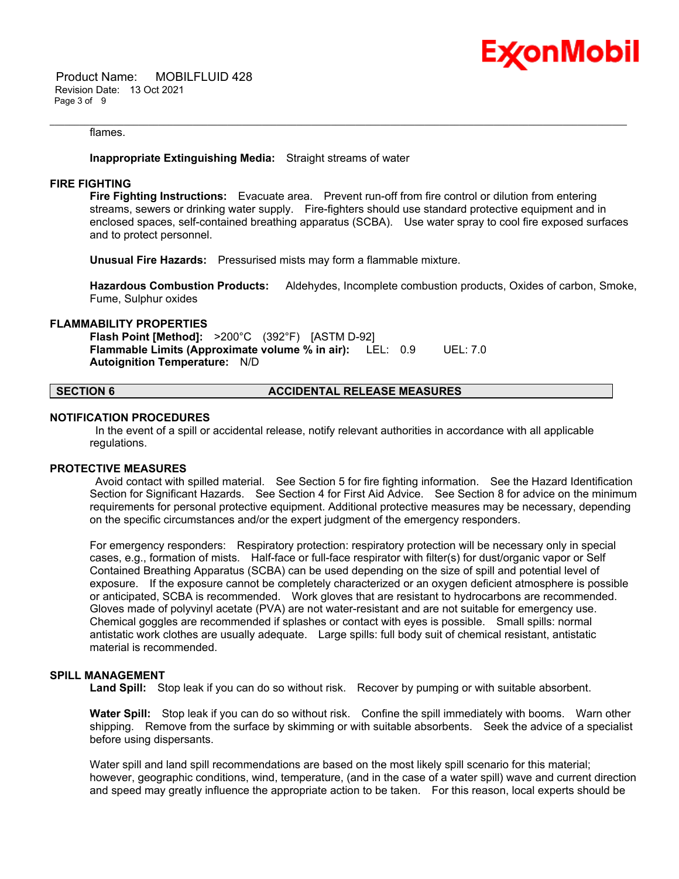flames.

**Inappropriate Extinguishing Media:** Straight streams of water

### FIRE FIGHTING

**Fire Fighting Instructions:** Evacuate area. Prevent run-off from fire control or dilution from entering streams, sewers or drinking water supply. Fire-fighters should use standard protective equipment and in enclosed spaces, self-contained breathing apparatus (SCBA). Use water spray to cool fire exposed surfaces and to protect personnel.

**Unusual Fire Hazards:** Pressurised mists may form a flammable mixture.

**Hazardous Combustion Products:** Aldehydes, Incomplete combustion products, Oxides of carbon, Smoke, Fume, Sulphur oxides

### FLAMMABILITY PROPERTIES

**Flash Point [Method]:** >200°C (392°F) [ASTM D-92]
**Flammable Limits (Approximate volume % in air):** LEL: 0.9 UEL: 7.0
**Autoignition Temperature:** N/D

## SECTION 6 ACCIDENTAL RELEASE MEASURES

### NOTIFICATION PROCEDURES

In the event of a spill or accidental release, notify relevant authorities in accordance with all applicable regulations.

### PROTECTIVE MEASURES

Avoid contact with spilled material. See Section 5 for fire fighting information. See the Hazard Identification Section for Significant Hazards. See Section 4 for First Aid Advice. See Section 8 for advice on the minimum requirements for personal protective equipment. Additional protective measures may be necessary, depending on the specific circumstances and/or the expert judgment of the emergency responders.

For emergency responders: Respiratory protection: respiratory protection will be necessary only in special cases, e.g., formation of mists. Half-face or full-face respirator with filter(s) for dust/organic vapor or Self Contained Breathing Apparatus (SCBA) can be used depending on the size of spill and potential level of exposure. If the exposure cannot be completely characterized or an oxygen deficient atmosphere is possible or anticipated, SCBA is recommended. Work gloves that are resistant to hydrocarbons are recommended. Gloves made of polyvinyl acetate (PVA) are not water-resistant and are not suitable for emergency use. Chemical goggles are recommended if splashes or contact with eyes is possible. Small spills: normal antistatic work clothes are usually adequate. Large spills: full body suit of chemical resistant, antistatic material is recommended.

### SPILL MANAGEMENT

**Land Spill:** Stop leak if you can do so without risk. Recover by pumping or with suitable absorbent.

**Water Spill:** Stop leak if you can do so without risk. Confine the spill immediately with booms. Warn other shipping. Remove from the surface by skimming or with suitable absorbents. Seek the advice of a specialist before using dispersants.

Water spill and land spill recommendations are based on the most likely spill scenario for this material; however, geographic conditions, wind, temperature, (and in the case of a water spill) wave and current direction and speed may greatly influence the appropriate action to be taken. For this reason, local experts should be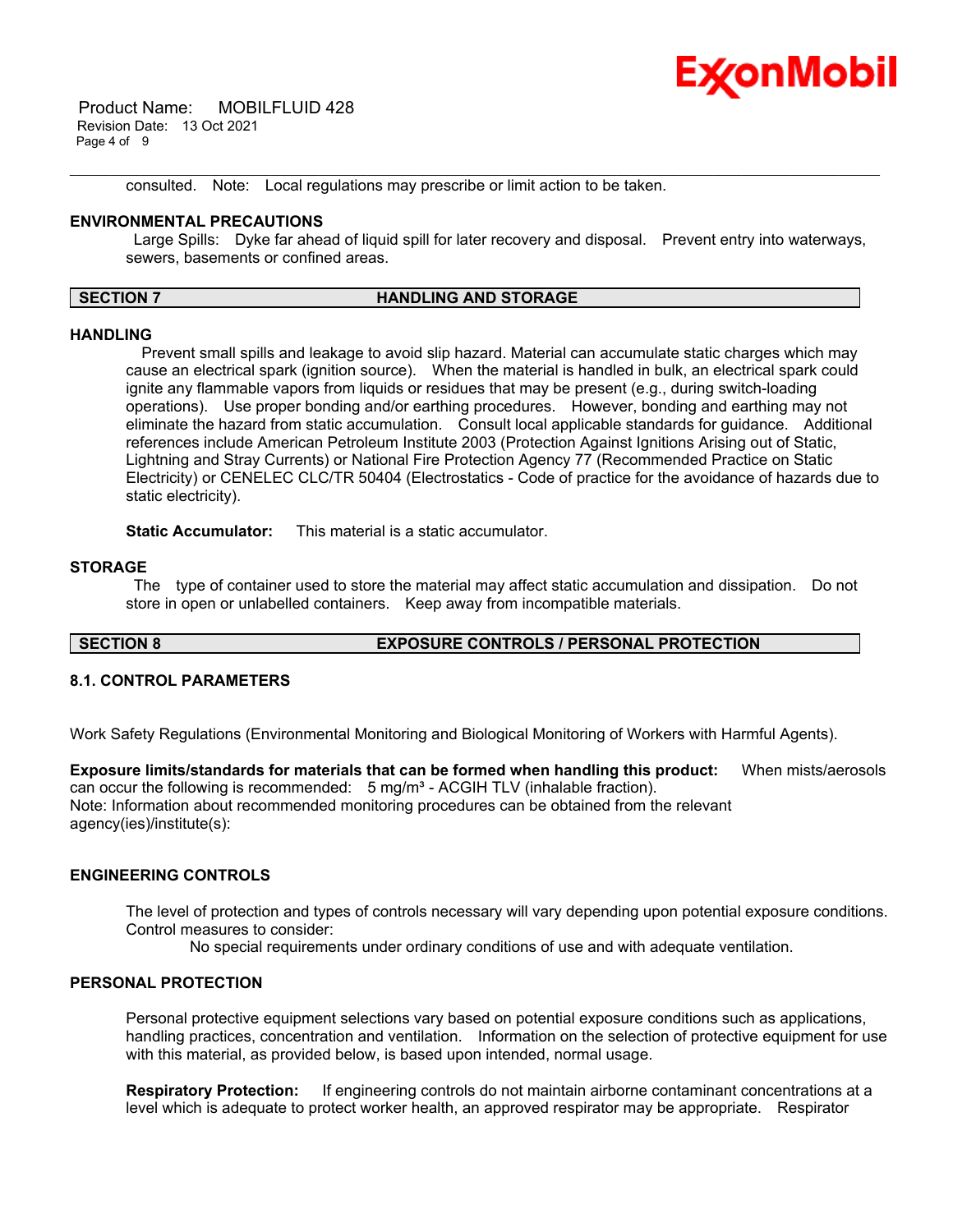consulted. Note: Local regulations may prescribe or limit action to be taken.

### ENVIRONMENTAL PRECAUTIONS

Large Spills: Dyke far ahead of liquid spill for later recovery and disposal. Prevent entry into waterways, sewers, basements or confined areas.

## SECTION 7 HANDLING AND STORAGE

### HANDLING

Prevent small spills and leakage to avoid slip hazard. Material can accumulate static charges which may cause an electrical spark (ignition source). When the material is handled in bulk, an electrical spark could ignite any flammable vapors from liquids or residues that may be present (e.g., during switch-loading operations). Use proper bonding and/or earthing procedures. However, bonding and earthing may not eliminate the hazard from static accumulation. Consult local applicable standards for guidance. Additional references include American Petroleum Institute 2003 (Protection Against Ignitions Arising out of Static, Lightning and Stray Currents) or National Fire Protection Agency 77 (Recommended Practice on Static Electricity) or CENELEC CLC/TR 50404 (Electrostatics - Code of practice for the avoidance of hazards due to static electricity).

**Static Accumulator:** This material is a static accumulator.

### STORAGE

The type of container used to store the material may affect static accumulation and dissipation. Do not store in open or unlabelled containers. Keep away from incompatible materials.

## SECTION 8 EXPOSURE CONTROLS / PERSONAL PROTECTION

### 8.1. CONTROL PARAMETERS

Work Safety Regulations (Environmental Monitoring and Biological Monitoring of Workers with Harmful Agents).

**Exposure limits/standards for materials that can be formed when handling this product:** When mists/aerosols can occur the following is recommended: 5 mg/m³ - ACGIH TLV (inhalable fraction).
Note: Information about recommended monitoring procedures can be obtained from the relevant agency(ies)/institute(s):

### ENGINEERING CONTROLS

The level of protection and types of controls necessary will vary depending upon potential exposure conditions. Control measures to consider:

No special requirements under ordinary conditions of use and with adequate ventilation.

### PERSONAL PROTECTION

Personal protective equipment selections vary based on potential exposure conditions such as applications, handling practices, concentration and ventilation. Information on the selection of protective equipment for use with this material, as provided below, is based upon intended, normal usage.

**Respiratory Protection:** If engineering controls do not maintain airborne contaminant concentrations at a level which is adequate to protect worker health, an approved respirator may be appropriate. Respirator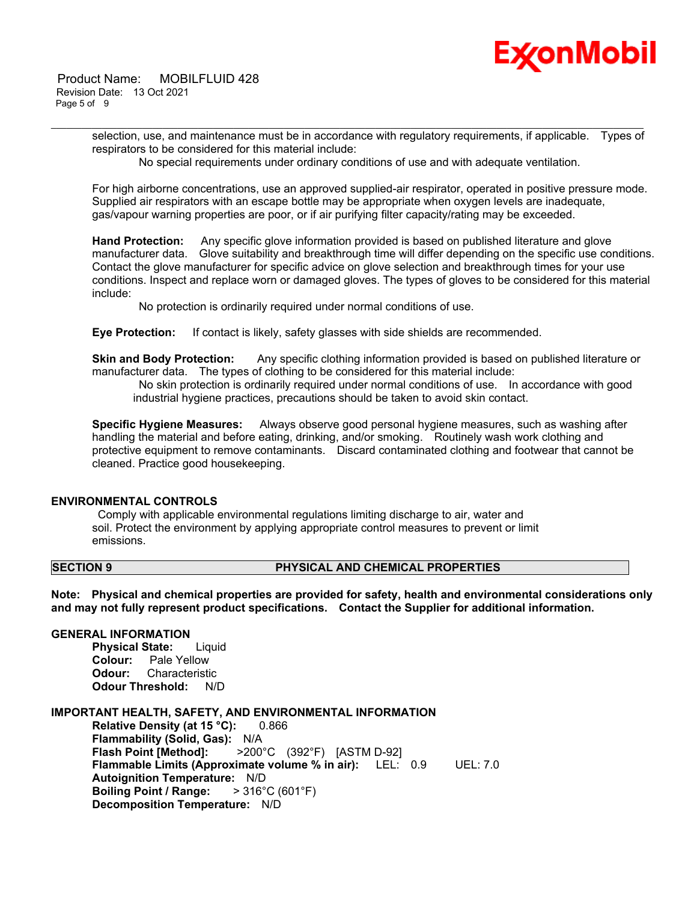selection, use, and maintenance must be in accordance with regulatory requirements, if applicable. Types of respirators to be considered for this material include:

No special requirements under ordinary conditions of use and with adequate ventilation.

For high airborne concentrations, use an approved supplied-air respirator, operated in positive pressure mode. Supplied air respirators with an escape bottle may be appropriate when oxygen levels are inadequate, gas/vapour warning properties are poor, or if air purifying filter capacity/rating may be exceeded.

**Hand Protection:** Any specific glove information provided is based on published literature and glove manufacturer data. Glove suitability and breakthrough time will differ depending on the specific use conditions. Contact the glove manufacturer for specific advice on glove selection and breakthrough times for your use conditions. Inspect and replace worn or damaged gloves. The types of gloves to be considered for this material include:

No protection is ordinarily required under normal conditions of use.

**Eye Protection:** If contact is likely, safety glasses with side shields are recommended.

**Skin and Body Protection:** Any specific clothing information provided is based on published literature or manufacturer data. The types of clothing to be considered for this material include:

No skin protection is ordinarily required under normal conditions of use. In accordance with good industrial hygiene practices, precautions should be taken to avoid skin contact.

**Specific Hygiene Measures:** Always observe good personal hygiene measures, such as washing after handling the material and before eating, drinking, and/or smoking. Routinely wash work clothing and protective equipment to remove contaminants. Discard contaminated clothing and footwear that cannot be cleaned. Practice good housekeeping.

### ENVIRONMENTAL CONTROLS

Comply with applicable environmental regulations limiting discharge to air, water and soil. Protect the environment by applying appropriate control measures to prevent or limit emissions.

## SECTION 9 PHYSICAL AND CHEMICAL PROPERTIES

**Note: Physical and chemical properties are provided for safety, health and environmental considerations only and may not fully represent product specifications. Contact the Supplier for additional information.**

### GENERAL INFORMATION

**Physical State:** Liquid
**Colour:** Pale Yellow
**Odour:** Characteristic
**Odour Threshold:** N/D

### IMPORTANT HEALTH, SAFETY, AND ENVIRONMENTAL INFORMATION

**Relative Density (at 15 °C):** 0.866
**Flammability (Solid, Gas):** N/A
**Flash Point [Method]:** >200°C (392°F) [ASTM D-92]
**Flammable Limits (Approximate volume % in air):** LEL: 0.9 UEL: 7.0
**Autoignition Temperature:** N/D
**Boiling Point / Range:** > 316°C (601°F)
**Decomposition Temperature:** N/D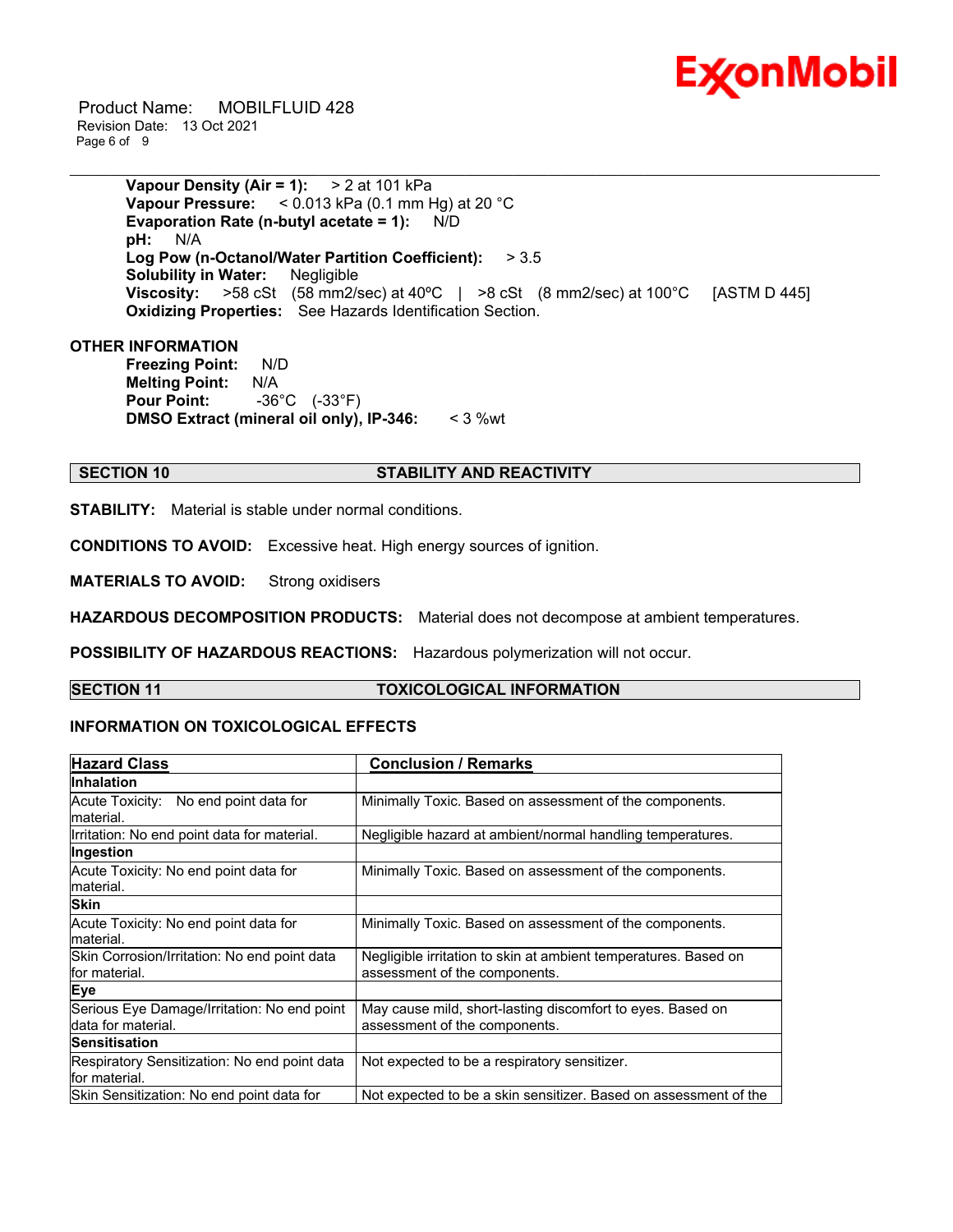**Vapour Density (Air = 1):** > 2 at 101 kPa
**Vapour Pressure:** < 0.013 kPa (0.1 mm Hg) at 20 °C
**Evaporation Rate (n-butyl acetate = 1):** N/D
**pH:** N/A
**Log Pow (n-Octanol/Water Partition Coefficient):** > 3.5
**Solubility in Water:** Negligible
**Viscosity:** >58 cSt (58 mm2/sec) at 40ºC | >8 cSt (8 mm2/sec) at 100°C [ASTM D 445]
**Oxidizing Properties:** See Hazards Identification Section.

**OTHER INFORMATION**

**Freezing Point:** N/D
**Melting Point:** N/A
**Pour Point:** -36°C (-33°F)
**DMSO Extract (mineral oil only), IP-346:** < 3 %wt

## SECTION 10 STABILITY AND REACTIVITY

**STABILITY:** Material is stable under normal conditions.

**CONDITIONS TO AVOID:** Excessive heat. High energy sources of ignition.

**MATERIALS TO AVOID:** Strong oxidisers

**HAZARDOUS DECOMPOSITION PRODUCTS:** Material does not decompose at ambient temperatures.

**POSSIBILITY OF HAZARDOUS REACTIONS:** Hazardous polymerization will not occur.

## SECTION 11 TOXICOLOGICAL INFORMATION

### INFORMATION ON TOXICOLOGICAL EFFECTS

| Hazard Class | Conclusion / Remarks |
|---|---|
| **Inhalation** | |
| Acute Toxicity: No end point data for material. | Minimally Toxic. Based on assessment of the components. |
| Irritation: No end point data for material. | Negligible hazard at ambient/normal handling temperatures. |
| **Ingestion** | |
| Acute Toxicity: No end point data for material. | Minimally Toxic. Based on assessment of the components. |
| **Skin** | |
| Acute Toxicity: No end point data for material. | Minimally Toxic. Based on assessment of the components. |
| Skin Corrosion/Irritation: No end point data for material. | Negligible irritation to skin at ambient temperatures. Based on assessment of the components. |
| **Eye** | |
| Serious Eye Damage/Irritation: No end point data for material. | May cause mild, short-lasting discomfort to eyes. Based on assessment of the components. |
| **Sensitisation** | |
| Respiratory Sensitization: No end point data for material. | Not expected to be a respiratory sensitizer. |
| Skin Sensitization: No end point data for | Not expected to be a skin sensitizer. Based on assessment of the |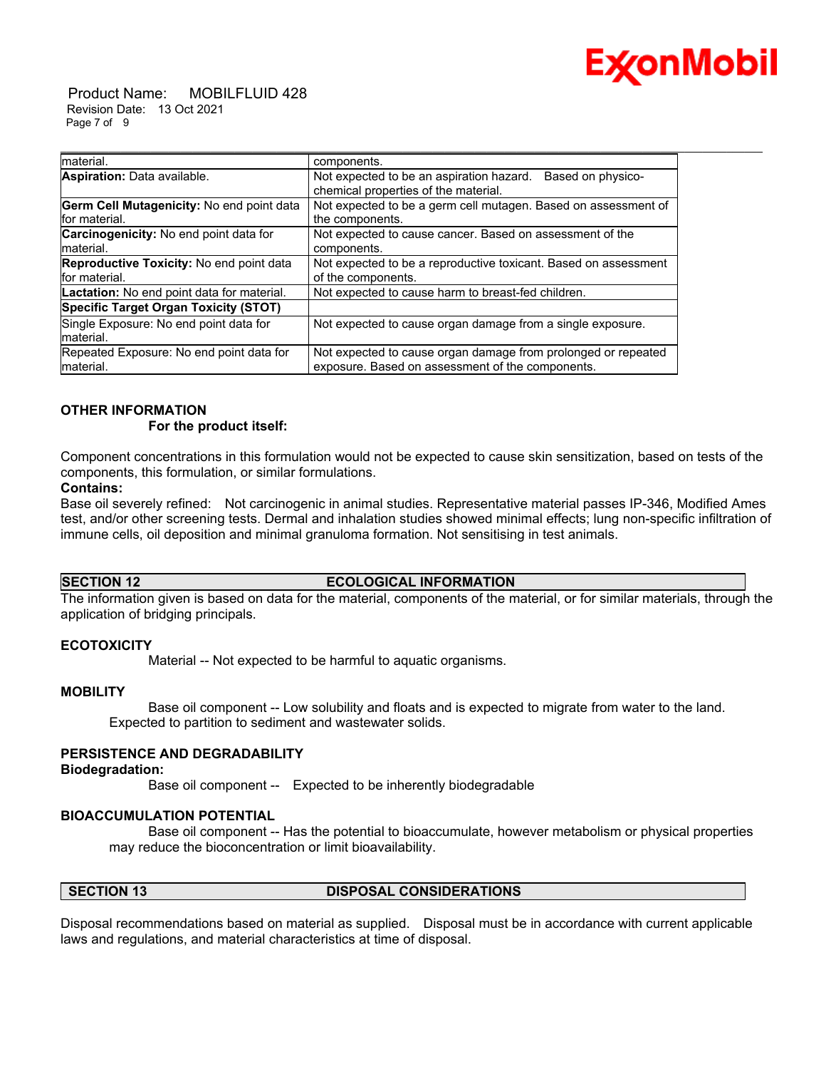| | |
|---|---|
| material. | components. |
| **Aspiration:** Data available. | Not expected to be an aspiration hazard. Based on physico-chemical properties of the material. |
| **Germ Cell Mutagenicity:** No end point data for material. | Not expected to be a germ cell mutagen. Based on assessment of the components. |
| **Carcinogenicity:** No end point data for material. | Not expected to cause cancer. Based on assessment of the components. |
| **Reproductive Toxicity:** No end point data for material. | Not expected to be a reproductive toxicant. Based on assessment of the components. |
| **Lactation:** No end point data for material. | Not expected to cause harm to breast-fed children. |
| **Specific Target Organ Toxicity (STOT)** | |
| Single Exposure: No end point data for material. | Not expected to cause organ damage from a single exposure. |
| Repeated Exposure: No end point data for material. | Not expected to cause organ damage from prolonged or repeated exposure. Based on assessment of the components. |

### OTHER INFORMATION

**For the product itself:**

Component concentrations in this formulation would not be expected to cause skin sensitization, based on tests of the components, this formulation, or similar formulations.

**Contains:**

Base oil severely refined: Not carcinogenic in animal studies. Representative material passes IP-346, Modified Ames test, and/or other screening tests. Dermal and inhalation studies showed minimal effects; lung non-specific infiltration of immune cells, oil deposition and minimal granuloma formation. Not sensitising in test animals.

## SECTION 12 ECOLOGICAL INFORMATION

The information given is based on data for the material, components of the material, or for similar materials, through the application of bridging principals.

### ECOTOXICITY

Material -- Not expected to be harmful to aquatic organisms.

### MOBILITY

Base oil component -- Low solubility and floats and is expected to migrate from water to the land. Expected to partition to sediment and wastewater solids.

### PERSISTENCE AND DEGRADABILITY

**Biodegradation:**

Base oil component -- Expected to be inherently biodegradable

### BIOACCUMULATION POTENTIAL

Base oil component -- Has the potential to bioaccumulate, however metabolism or physical properties may reduce the bioconcentration or limit bioavailability.

## SECTION 13 DISPOSAL CONSIDERATIONS

Disposal recommendations based on material as supplied. Disposal must be in accordance with current applicable laws and regulations, and material characteristics at time of disposal.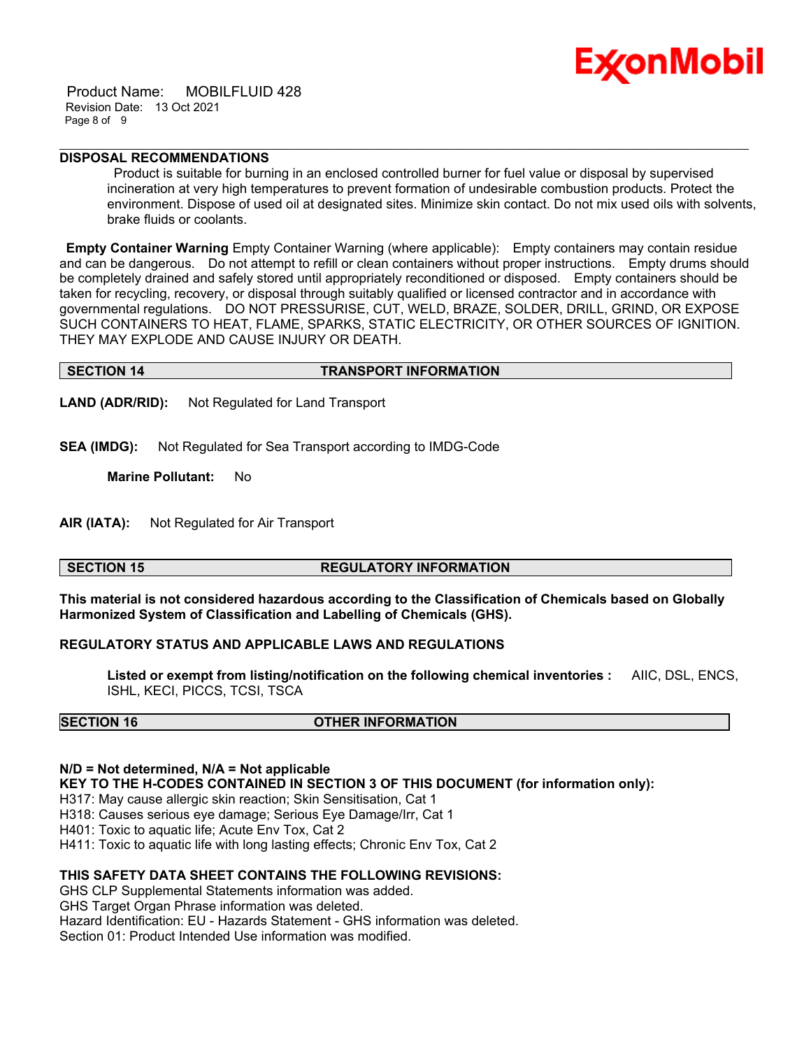### DISPOSAL RECOMMENDATIONS

Product is suitable for burning in an enclosed controlled burner for fuel value or disposal by supervised incineration at very high temperatures to prevent formation of undesirable combustion products. Protect the environment. Dispose of used oil at designated sites. Minimize skin contact. Do not mix used oils with solvents, brake fluids or coolants.

**Empty Container Warning** Empty Container Warning (where applicable): Empty containers may contain residue and can be dangerous. Do not attempt to refill or clean containers without proper instructions. Empty drums should be completely drained and safely stored until appropriately reconditioned or disposed. Empty containers should be taken for recycling, recovery, or disposal through suitably qualified or licensed contractor and in accordance with governmental regulations. DO NOT PRESSURISE, CUT, WELD, BRAZE, SOLDER, DRILL, GRIND, OR EXPOSE SUCH CONTAINERS TO HEAT, FLAME, SPARKS, STATIC ELECTRICITY, OR OTHER SOURCES OF IGNITION. THEY MAY EXPLODE AND CAUSE INJURY OR DEATH.

## SECTION 14 TRANSPORT INFORMATION

**LAND (ADR/RID):** Not Regulated for Land Transport

**SEA (IMDG):** Not Regulated for Sea Transport according to IMDG-Code

**Marine Pollutant:** No

**AIR (IATA):** Not Regulated for Air Transport

## SECTION 15 REGULATORY INFORMATION

**This material is not considered hazardous according to the Classification of Chemicals based on Globally Harmonized System of Classification and Labelling of Chemicals (GHS).**

**REGULATORY STATUS AND APPLICABLE LAWS AND REGULATIONS**

**Listed or exempt from listing/notification on the following chemical inventories :** AIIC, DSL, ENCS, ISHL, KECI, PICCS, TCSI, TSCA

## SECTION 16 OTHER INFORMATION

**N/D = Not determined, N/A = Not applicable**

**KEY TO THE H-CODES CONTAINED IN SECTION 3 OF THIS DOCUMENT (for information only):**

H317: May cause allergic skin reaction; Skin Sensitisation, Cat 1
H318: Causes serious eye damage; Serious Eye Damage/Irr, Cat 1
H401: Toxic to aquatic life; Acute Env Tox, Cat 2
H411: Toxic to aquatic life with long lasting effects; Chronic Env Tox, Cat 2

**THIS SAFETY DATA SHEET CONTAINS THE FOLLOWING REVISIONS:**

GHS CLP Supplemental Statements information was added.
GHS Target Organ Phrase information was deleted.
Hazard Identification: EU - Hazards Statement - GHS information was deleted.
Section 01: Product Intended Use information was modified.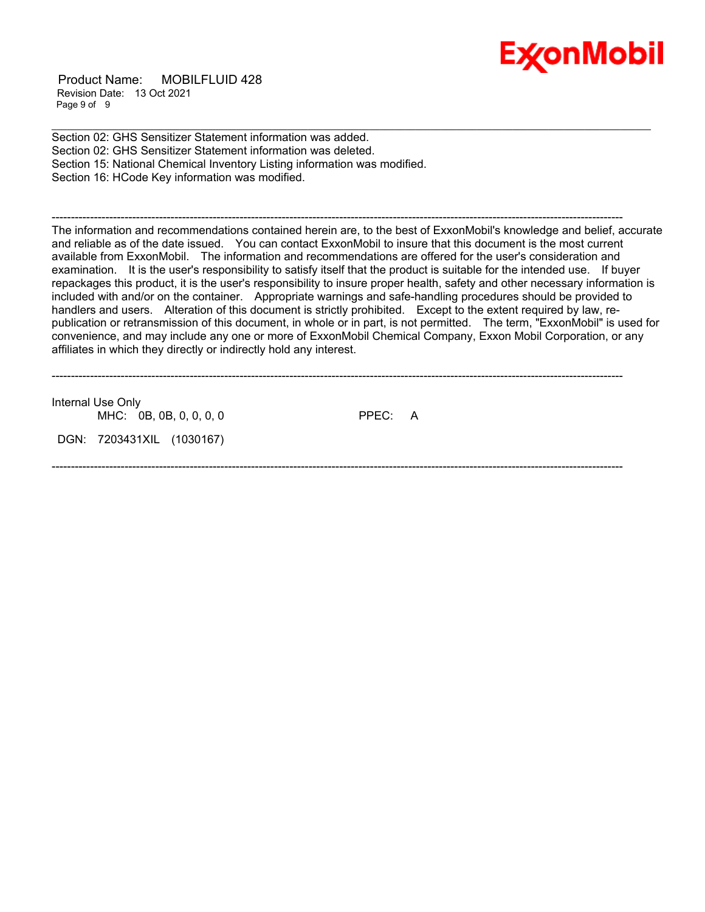Section 02: GHS Sensitizer Statement information was added.
Section 02: GHS Sensitizer Statement information was deleted.
Section 15: National Chemical Inventory Listing information was modified.
Section 16: HCode Key information was modified.

-----------------------------------------------------------------------------------------------------------------------------------------------------

The information and recommendations contained herein are, to the best of ExxonMobil's knowledge and belief, accurate and reliable as of the date issued. You can contact ExxonMobil to insure that this document is the most current available from ExxonMobil. The information and recommendations are offered for the user's consideration and examination. It is the user's responsibility to satisfy itself that the product is suitable for the intended use. If buyer repackages this product, it is the user's responsibility to insure proper health, safety and other necessary information is included with and/or on the container. Appropriate warnings and safe-handling procedures should be provided to handlers and users. Alteration of this document is strictly prohibited. Except to the extent required by law, re-publication or retransmission of this document, in whole or in part, is not permitted. The term, "ExxonMobil" is used for convenience, and may include any one or more of ExxonMobil Chemical Company, Exxon Mobil Corporation, or any affiliates in which they directly or indirectly hold any interest.

-----------------------------------------------------------------------------------------------------------------------------------------------------

Internal Use Only
MHC: 0B, 0B, 0, 0, 0, 0 PPEC: A

DGN: 7203431XIL (1030167)

-----------------------------------------------------------------------------------------------------------------------------------------------------